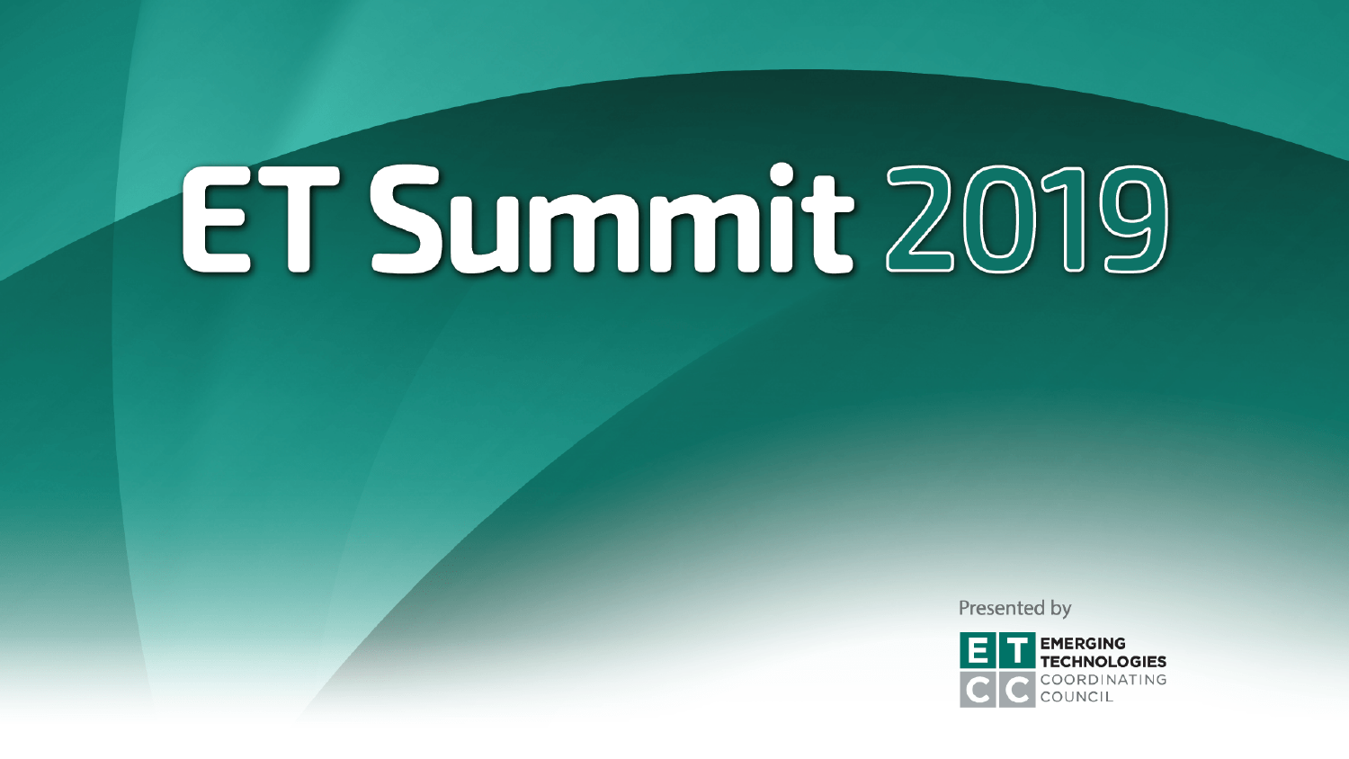# ET Summit 2019

Presented by

EMERGING TECHNOLOGIES COORDINATING COUNCIL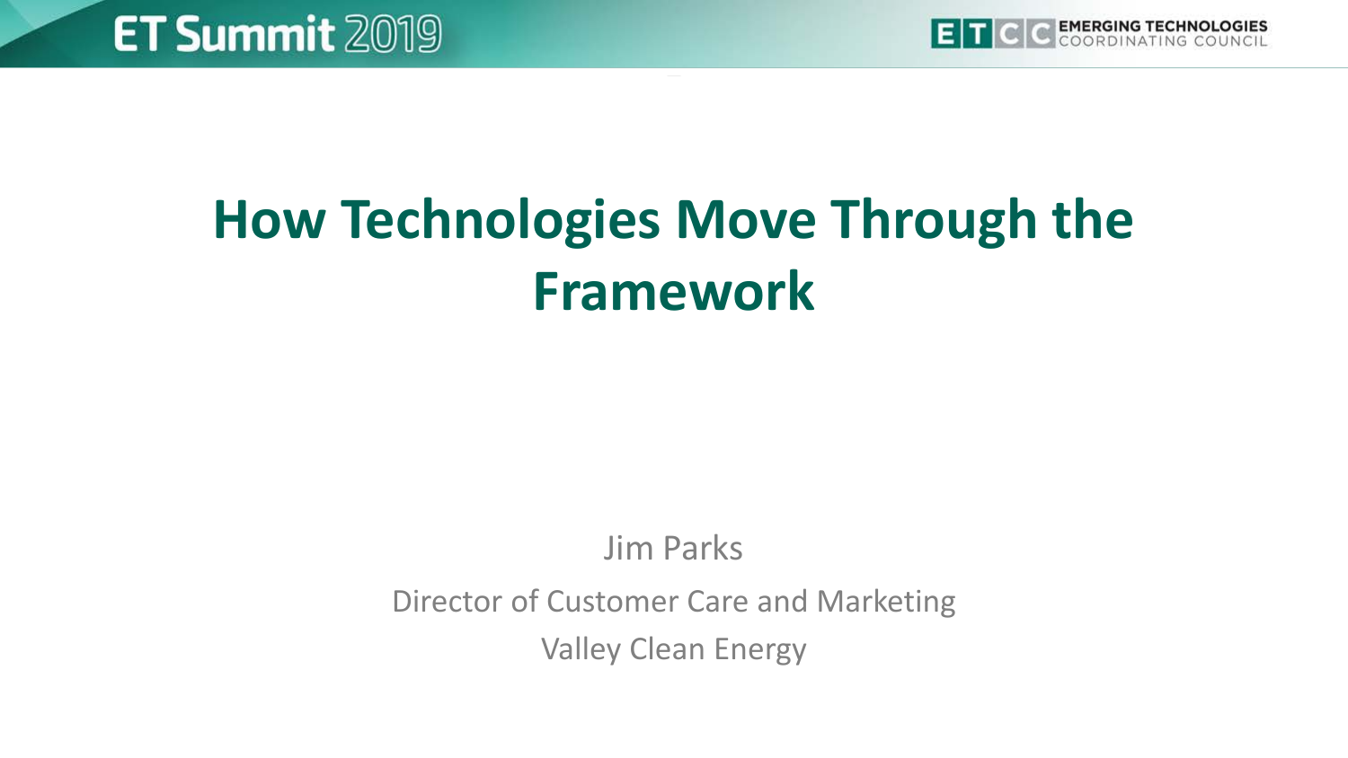# How Technologies Move Through the Framework

Jim Parks

Director of Customer Care and Marketing

Valley Clean Energy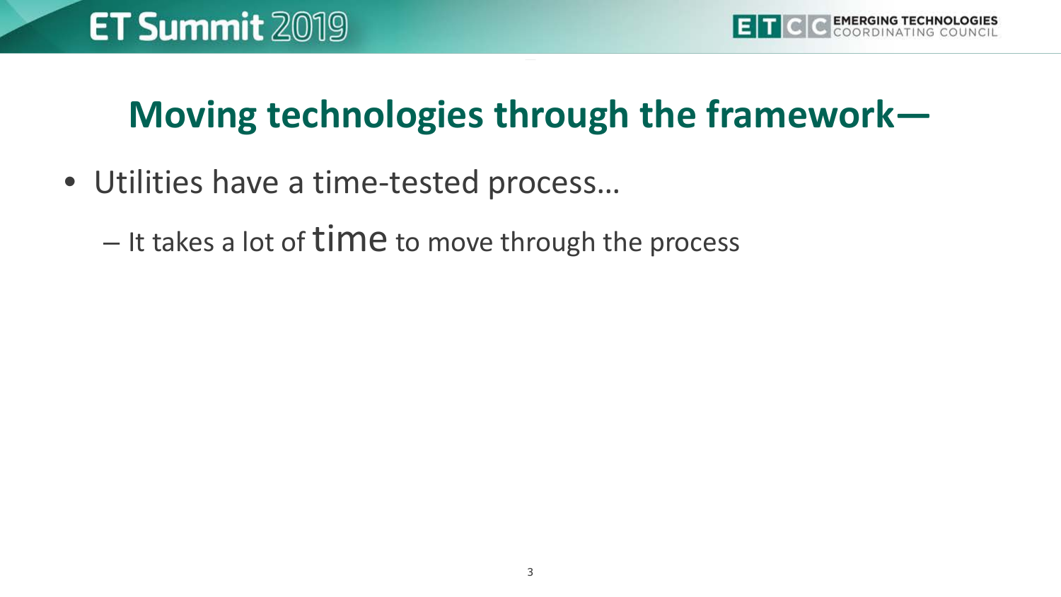# Moving technologies through the framework—

- Utilities have a time-tested process…
  - It takes a lot of **time** to move through the process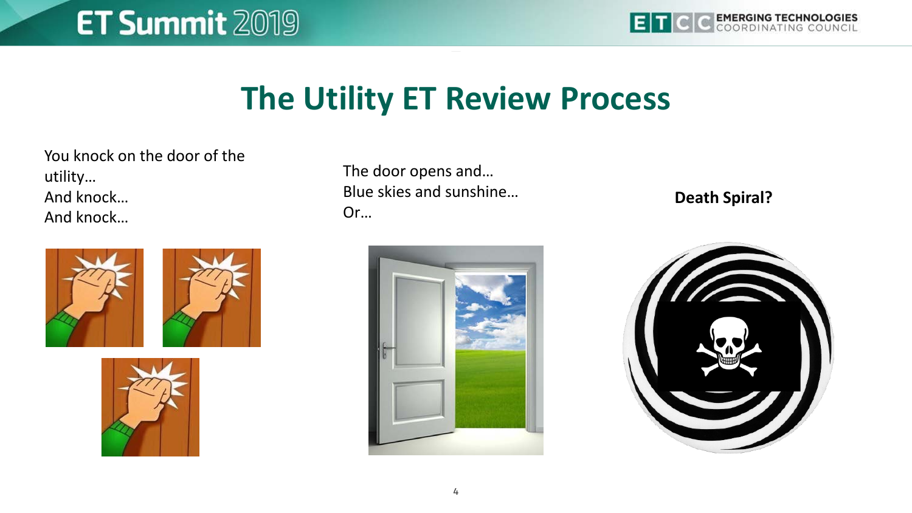# The Utility ET Review Process

You knock on the door of the utility…
And knock…
And knock…

The door opens and…
Blue skies and sunshine…
Or…

**Death Spiral?**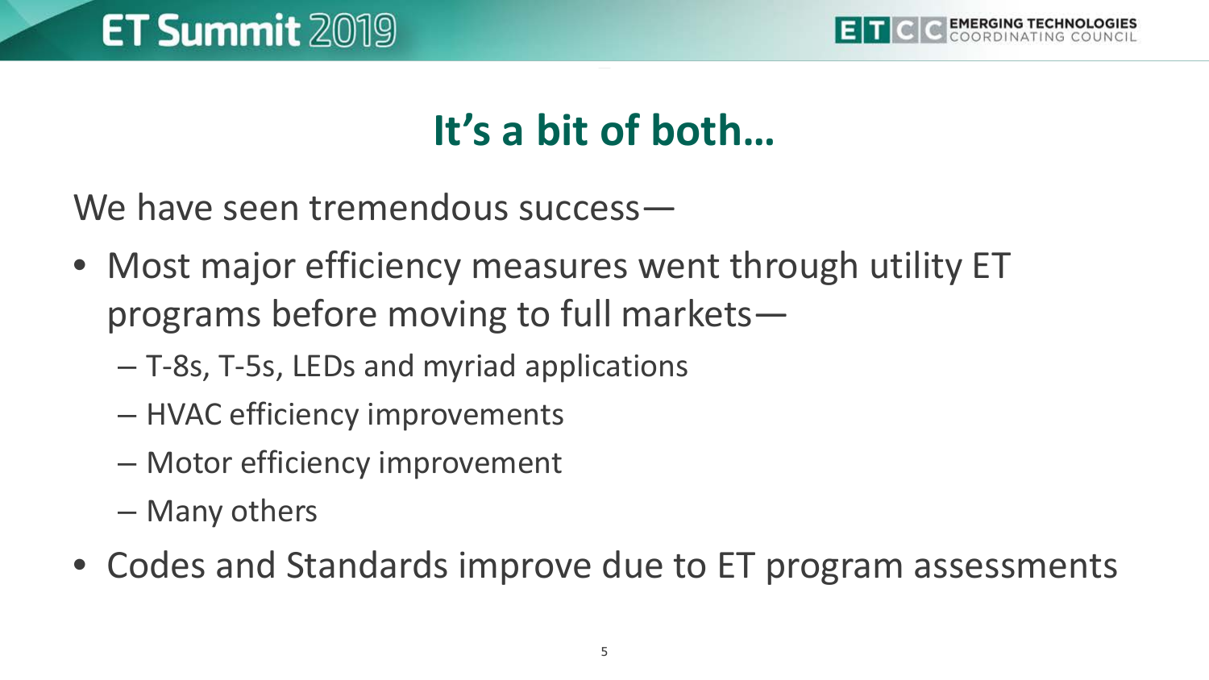# It's a bit of both…

We have seen tremendous success—

- Most major efficiency measures went through utility ET programs before moving to full markets—
  - T-8s, T-5s, LEDs and myriad applications
  - HVAC efficiency improvements
  - Motor efficiency improvement
  - Many others
- Codes and Standards improve due to ET program assessments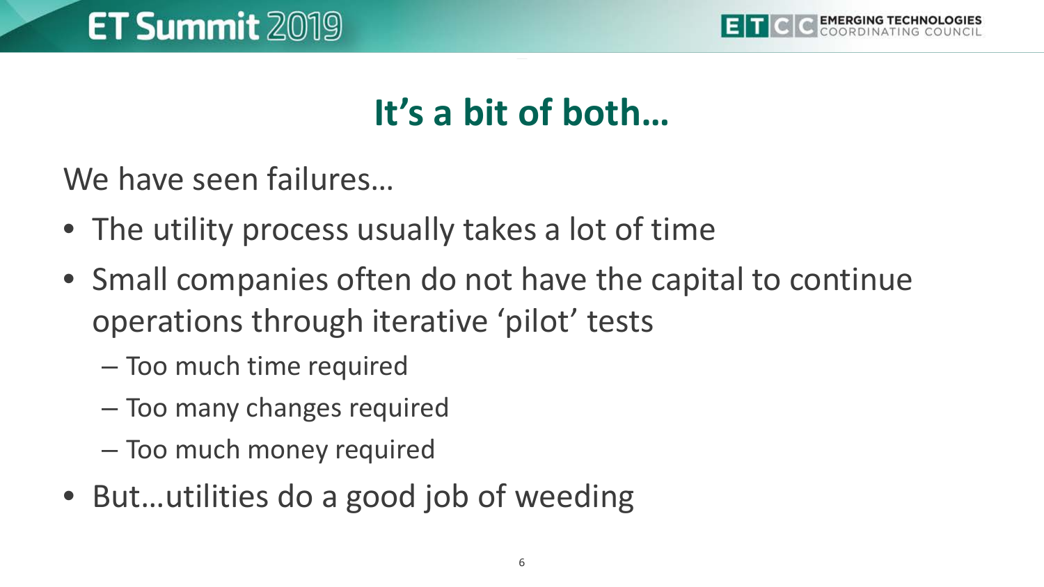## It’s a bit of both…

We have seen failures…

- The utility process usually takes a lot of time
- Small companies often do not have the capital to continue operations through iterative ‘pilot’ tests
  - Too much time required
  - Too many changes required
  - Too much money required
- But…utilities do a good job of weeding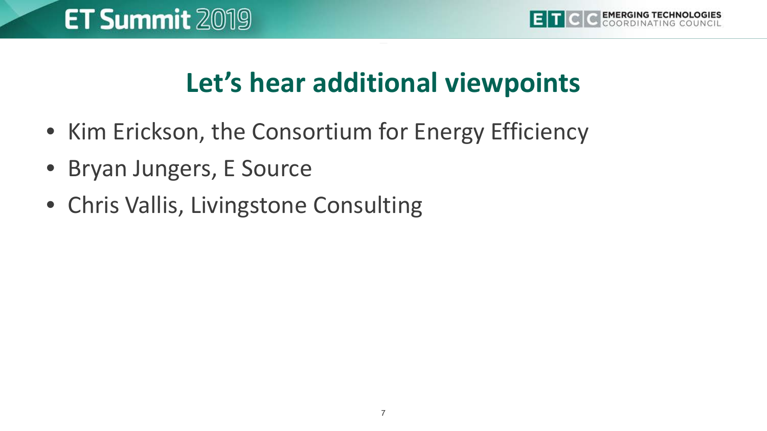# Let's hear additional viewpoints

- Kim Erickson, the Consortium for Energy Efficiency
- Bryan Jungers, E Source
- Chris Vallis, Livingstone Consulting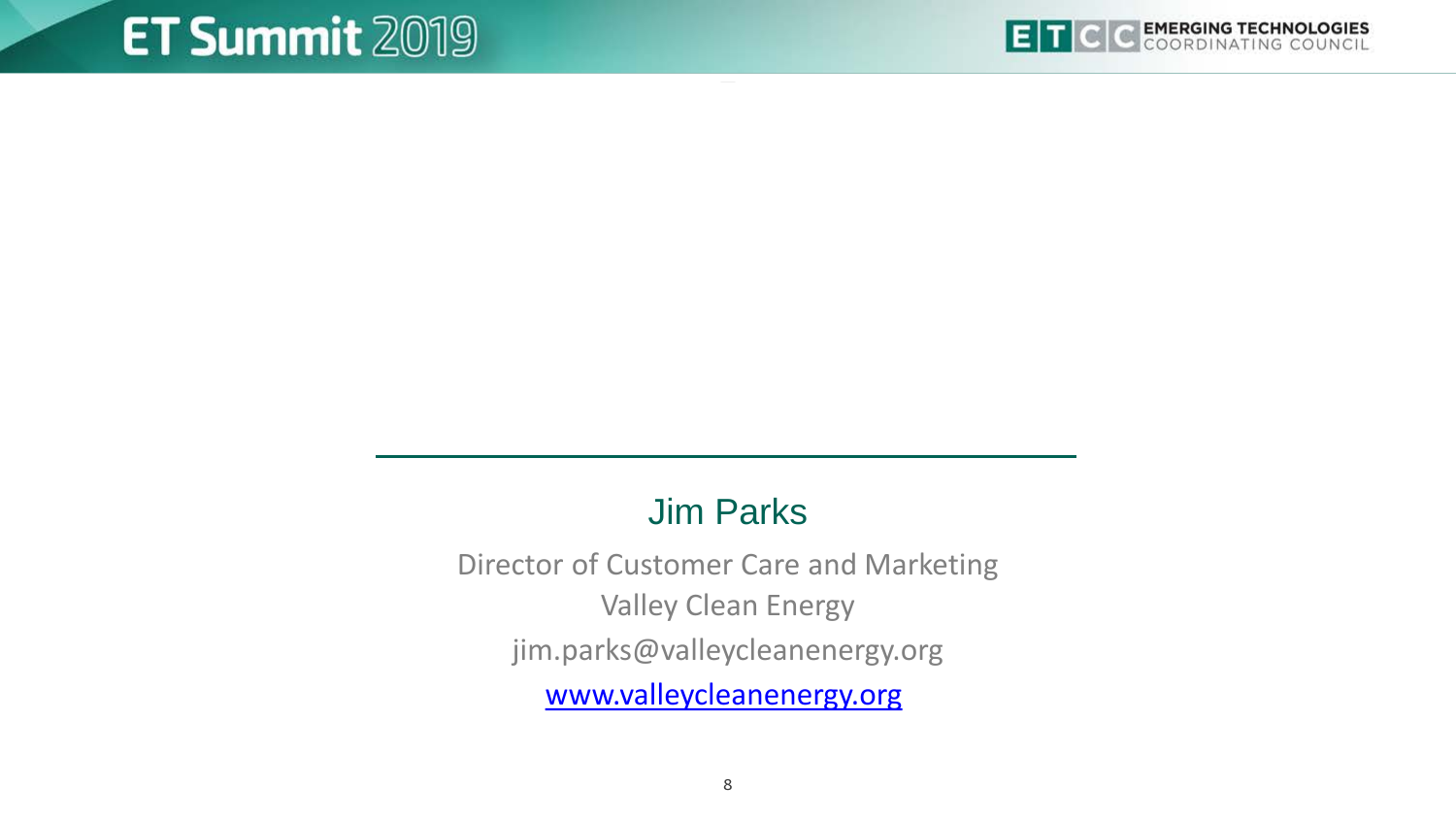## Jim Parks

Director of Customer Care and Marketing

Valley Clean Energy

jim.parks@valleycleanenergy.org

[www.valleycleanenergy.org](http://www.valleycleanenergy.org)